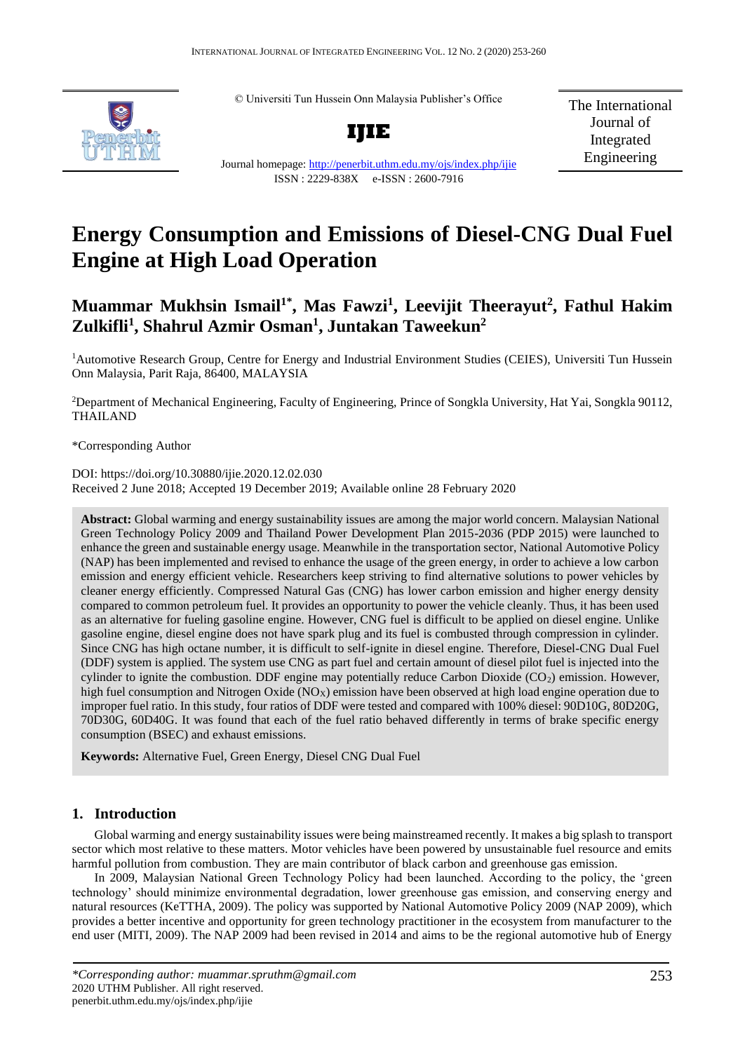© Universiti Tun Hussein Onn Malaysia Publisher's Office

**IJIE**

Journal homepage: http://penerbit.uthm.edu.my/ojs/index.php/ijie

ISSN : 2229-838X e-ISSN : 2600-7916

The International Journal of Integrated Engineering

# Energy Consumption and Emissions of Diesel-CNG Dual Fuel Engine at High Load Operation

**Muammar Mukhsin Ismail[1*], Mas Fawzi[1], Leevijit Theerayut[2], Fathul Hakim Zulkifli[1], Shahrul Azmir Osman[1], Juntakan Taweekun[2]**

[1]Automotive Research Group, Centre for Energy and Industrial Environment Studies (CEIES), Universiti Tun Hussein Onn Malaysia, Parit Raja, 86400, MALAYSIA

[2]Department of Mechanical Engineering, Faculty of Engineering, Prince of Songkla University, Hat Yai, Songkla 90112, THAILAND

*Corresponding Author

DOI: https://doi.org/10.30880/ijie.2020.12.02.030

Received 2 June 2018; Accepted 19 December 2019; Available online 28 February 2020

**Abstract:** Global warming and energy sustainability issues are among the major world concern. Malaysian National Green Technology Policy 2009 and Thailand Power Development Plan 2015-2036 (PDP 2015) were launched to enhance the green and sustainable energy usage. Meanwhile in the transportation sector, National Automotive Policy (NAP) has been implemented and revised to enhance the usage of the green energy, in order to achieve a low carbon emission and energy efficient vehicle. Researchers keep striving to find alternative solutions to power vehicles by cleaner energy efficiently. Compressed Natural Gas (CNG) has lower carbon emission and higher energy density compared to common petroleum fuel. It provides an opportunity to power the vehicle cleanly. Thus, it has been used as an alternative for fueling gasoline engine. However, CNG fuel is difficult to be applied on diesel engine. Unlike gasoline engine, diesel engine does not have spark plug and its fuel is combusted through compression in cylinder. Since CNG has high octane number, it is difficult to self-ignite in diesel engine. Therefore, Diesel-CNG Dual Fuel (DDF) system is applied. The system use CNG as part fuel and certain amount of diesel pilot fuel is injected into the cylinder to ignite the combustion. DDF engine may potentially reduce Carbon Dioxide ($CO_2$) emission. However, high fuel consumption and Nitrogen Oxide ($NO_X$) emission have been observed at high load engine operation due to improper fuel ratio. In this study, four ratios of DDF were tested and compared with 100% diesel: 90D10G, 80D20G, 70D30G, 60D40G. It was found that each of the fuel ratio behaved differently in terms of brake specific energy consumption (BSEC) and exhaust emissions.

**Keywords:** Alternative Fuel, Green Energy, Diesel CNG Dual Fuel

## 1. Introduction

Global warming and energy sustainability issues were being mainstreamed recently. It makes a big splash to transport sector which most relative to these matters. Motor vehicles have been powered by unsustainable fuel resource and emits harmful pollution from combustion. They are main contributor of black carbon and greenhouse gas emission.

In 2009, Malaysian National Green Technology Policy had been launched. According to the policy, the 'green technology' should minimize environmental degradation, lower greenhouse gas emission, and conserving energy and natural resources (KeTTHA, 2009). The policy was supported by National Automotive Policy 2009 (NAP 2009), which provides a better incentive and opportunity for green technology practitioner in the ecosystem from manufacturer to the end user (MITI, 2009). The NAP 2009 had been revised in 2014 and aims to be the regional automotive hub of Energy

*Corresponding author: muammar.spruthm@gmail.com
2020 UTHM Publisher. All right reserved.
penerbit.uthm.edu.my/ojs/index.php/ijie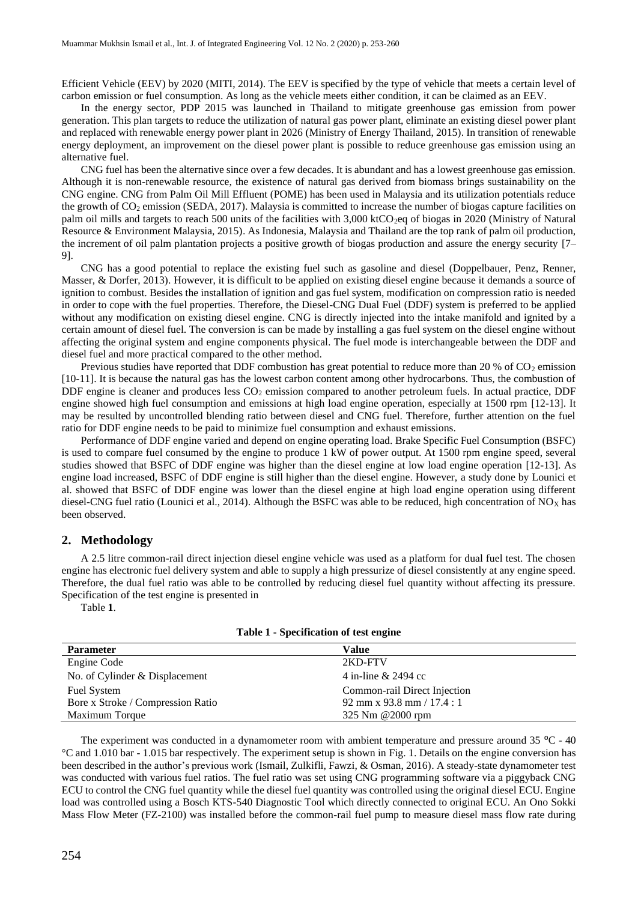Efficient Vehicle (EEV) by 2020 (MITI, 2014). The EEV is specified by the type of vehicle that meets a certain level of carbon emission or fuel consumption. As long as the vehicle meets either condition, it can be claimed as an EEV.

In the energy sector, PDP 2015 was launched in Thailand to mitigate greenhouse gas emission from power generation. This plan targets to reduce the utilization of natural gas power plant, eliminate an existing diesel power plant and replaced with renewable energy power plant in 2026 (Ministry of Energy Thailand, 2015). In transition of renewable energy deployment, an improvement on the diesel power plant is possible to reduce greenhouse gas emission using an alternative fuel.

CNG fuel has been the alternative since over a few decades. It is abundant and has a lowest greenhouse gas emission. Although it is non-renewable resource, the existence of natural gas derived from biomass brings sustainability on the CNG engine. CNG from Palm Oil Mill Effluent (POME) has been used in Malaysia and its utilization potentials reduce the growth of $CO_2$ emission (SEDA, 2017). Malaysia is committed to increase the number of biogas capture facilities on palm oil mills and targets to reach 500 units of the facilities with 3,000 kt$CO_2$eq of biogas in 2020 (Ministry of Natural Resource & Environment Malaysia, 2015). As Indonesia, Malaysia and Thailand are the top rank of palm oil production, the increment of oil palm plantation projects a positive growth of biogas production and assure the energy security [7–9].

CNG has a good potential to replace the existing fuel such as gasoline and diesel (Doppelbauer, Penz, Renner, Masser, & Dorfer, 2013). However, it is difficult to be applied on existing diesel engine because it demands a source of ignition to combust. Besides the installation of ignition and gas fuel system, modification on compression ratio is needed in order to cope with the fuel properties. Therefore, the Diesel-CNG Dual Fuel (DDF) system is preferred to be applied without any modification on existing diesel engine. CNG is directly injected into the intake manifold and ignited by a certain amount of diesel fuel. The conversion is can be made by installing a gas fuel system on the diesel engine without affecting the original system and engine components physical. The fuel mode is interchangeable between the DDF and diesel fuel and more practical compared to the other method.

Previous studies have reported that DDF combustion has great potential to reduce more than 20 % of $CO_2$ emission [10-11]. It is because the natural gas has the lowest carbon content among other hydrocarbons. Thus, the combustion of DDF engine is cleaner and produces less $CO_2$ emission compared to another petroleum fuels. In actual practice, DDF engine showed high fuel consumption and emissions at high load engine operation, especially at 1500 rpm [12-13]. It may be resulted by uncontrolled blending ratio between diesel and CNG fuel. Therefore, further attention on the fuel ratio for DDF engine needs to be paid to minimize fuel consumption and exhaust emissions.

Performance of DDF engine varied and depend on engine operating load. Brake Specific Fuel Consumption (BSFC) is used to compare fuel consumed by the engine to produce 1 kW of power output. At 1500 rpm engine speed, several studies showed that BSFC of DDF engine was higher than the diesel engine at low load engine operation [12-13]. As engine load increased, BSFC of DDF engine is still higher than the diesel engine. However, a study done by Lounici et al. showed that BSFC of DDF engine was lower than the diesel engine at high load engine operation using different diesel-CNG fuel ratio (Lounici et al., 2014). Although the BSFC was able to be reduced, high concentration of $NO_X$ has been observed.

## 2. Methodology

A 2.5 litre common-rail direct injection diesel engine vehicle was used as a platform for dual fuel test. The chosen engine has electronic fuel delivery system and able to supply a high pressurize of diesel consistently at any engine speed. Therefore, the dual fuel ratio was able to be controlled by reducing diesel fuel quantity without affecting its pressure. Specification of the test engine is presented in Table **1**.

**Table 1 - Specification of test engine**

| Parameter | Value |
| --- | --- |
| Engine Code | 2KD-FTV |
| No. of Cylinder & Displacement | 4 in-line & 2494 cc |
| Fuel System | Common-rail Direct Injection |
| Bore x Stroke / Compression Ratio | 92 mm x 93.8 mm / 17.4 : 1 |
| Maximum Torque | 325 Nm @2000 rpm |

The experiment was conducted in a dynamometer room with ambient temperature and pressure around 35 °C - 40 °C and 1.010 bar - 1.015 bar respectively. The experiment setup is shown in Fig. 1. Details on the engine conversion has been described in the author's previous work (Ismail, Zulkifli, Fawzi, & Osman, 2016). A steady-state dynamometer test was conducted with various fuel ratios. The fuel ratio was set using CNG programming software via a piggyback CNG ECU to control the CNG fuel quantity while the diesel fuel quantity was controlled using the original diesel ECU. Engine load was controlled using a Bosch KTS-540 Diagnostic Tool which directly connected to original ECU. An Ono Sokki Mass Flow Meter (FZ-2100) was installed before the common-rail fuel pump to measure diesel mass flow rate during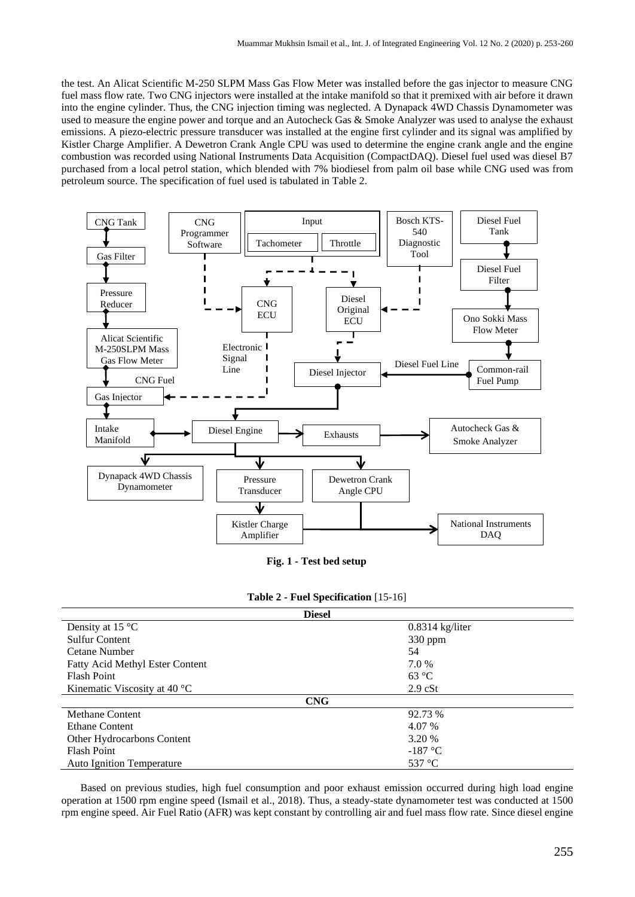the test. An Alicat Scientific M-250 SLPM Mass Gas Flow Meter was installed before the gas injector to measure CNG fuel mass flow rate. Two CNG injectors were installed at the intake manifold so that it premixed with air before it drawn into the engine cylinder. Thus, the CNG injection timing was neglected. A Dynapack 4WD Chassis Dynamometer was used to measure the engine power and torque and an Autocheck Gas & Smoke Analyzer was used to analyse the exhaust emissions. A piezo-electric pressure transducer was installed at the engine first cylinder and its signal was amplified by Kistler Charge Amplifier. A Dewetron Crank Angle CPU was used to determine the engine crank angle and the engine combustion was recorded using National Instruments Data Acquisition (CompactDAQ). Diesel fuel used was diesel B7 purchased from a local petrol station, which blended with 7% biodiesel from palm oil base while CNG used was from petroleum source. The specification of fuel used is tabulated in Table 2.

**Fig. 1 - Test bed setup**

**Table 2 - Fuel Specification** [15-16]

| **Diesel** | |
|---|---|
| Density at 15 °C | 0.8314 kg/liter |
| Sulfur Content | 330 ppm |
| Cetane Number | 54 |
| Fatty Acid Methyl Ester Content | 7.0 % |
| Flash Point | 63 °C |
| Kinematic Viscosity at 40 °C | 2.9 cSt |
| **CNG** | |
| Methane Content | 92.73 % |
| Ethane Content | 4.07 % |
| Other Hydrocarbons Content | 3.20 % |
| Flash Point | -187 °C |
| Auto Ignition Temperature | 537 °C |

Based on previous studies, high fuel consumption and poor exhaust emission occurred during high load engine operation at 1500 rpm engine speed (Ismail et al., 2018). Thus, a steady-state dynamometer test was conducted at 1500 rpm engine speed. Air Fuel Ratio (AFR) was kept constant by controlling air and fuel mass flow rate. Since diesel engine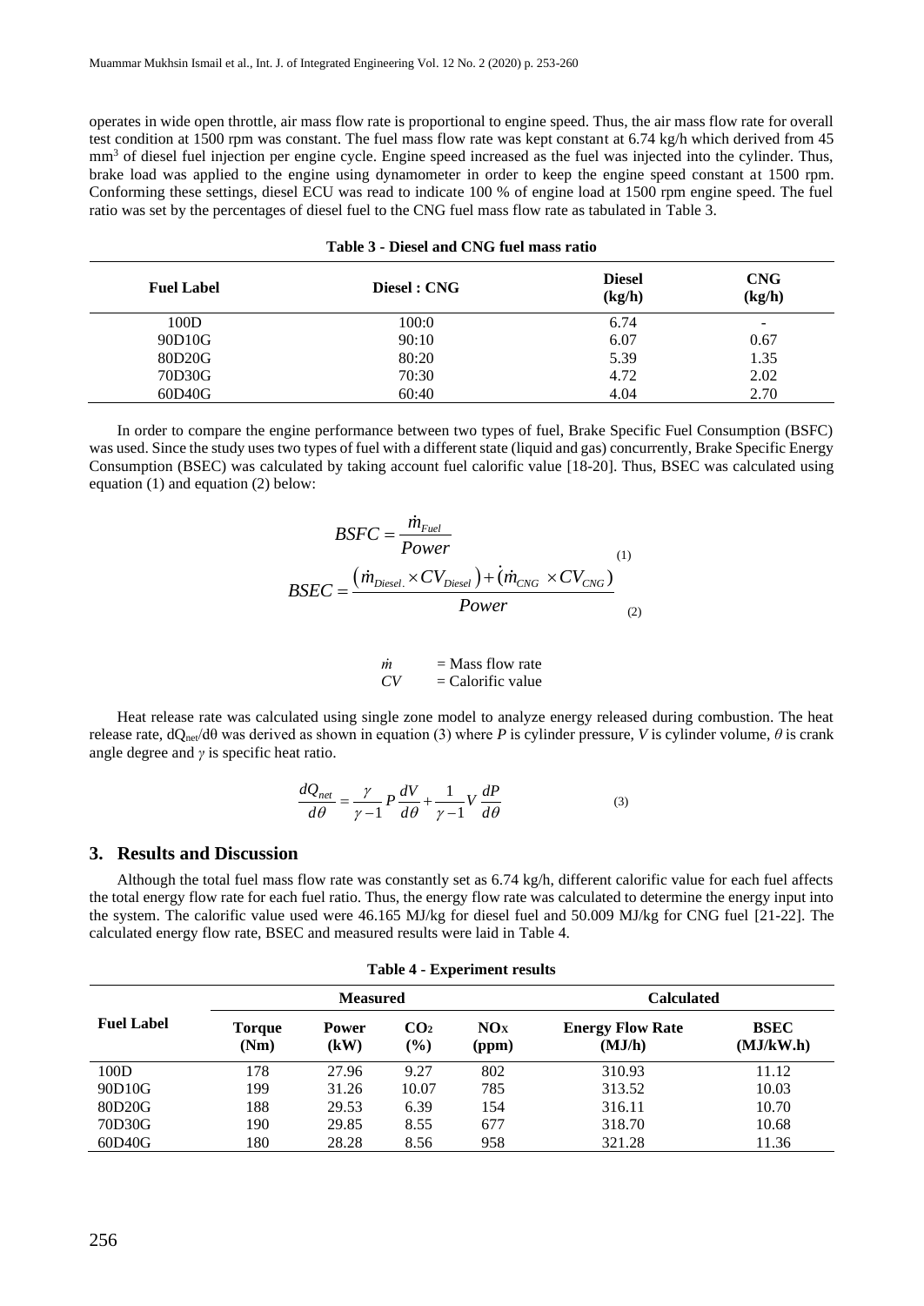operates in wide open throttle, air mass flow rate is proportional to engine speed. Thus, the air mass flow rate for overall test condition at 1500 rpm was constant. The fuel mass flow rate was kept constant at 6.74 kg/h which derived from 45 mm$^3$ of diesel fuel injection per engine cycle. Engine speed increased as the fuel was injected into the cylinder. Thus, brake load was applied to the engine using dynamometer in order to keep the engine speed constant at 1500 rpm. Conforming these settings, diesel ECU was read to indicate 100 % of engine load at 1500 rpm engine speed. The fuel ratio was set by the percentages of diesel fuel to the CNG fuel mass flow rate as tabulated in Table 3.

**Table 3 - Diesel and CNG fuel mass ratio**

| Fuel Label | Diesel : CNG | Diesel (kg/h) | CNG (kg/h) |
|---|---|---|---|
| 100D | 100:0 | 6.74 | - |
| 90D10G | 90:10 | 6.07 | 0.67 |
| 80D20G | 80:20 | 5.39 | 1.35 |
| 70D30G | 70:30 | 4.72 | 2.02 |
| 60D40G | 60:40 | 4.04 | 2.70 |

In order to compare the engine performance between two types of fuel, Brake Specific Fuel Consumption (BSFC) was used. Since the study uses two types of fuel with a different state (liquid and gas) concurrently, Brake Specific Energy Consumption (BSEC) was calculated by taking account fuel calorific value [18-20]. Thus, BSEC was calculated using equation (1) and equation (2) below:

$$BSFC = \frac{\dot{m}_{Fuel}}{Power} \tag{1}$$

$$BSEC = \frac{\left(\dot{m}_{Diesel.} \times CV_{Diesel}\right) + \left(\dot{m}_{CNG} \times CV_{CNG}\right)}{Power} \tag{2}$$

$\dot{m}$ = Mass flow rate
$CV$ = Calorific value

Heat release rate was calculated using single zone model to analyze energy released during combustion. The heat release rate, $dQ_{net}/d\theta$ was derived as shown in equation (3) where $P$ is cylinder pressure, $V$ is cylinder volume, $\theta$ is crank angle degree and $\gamma$ is specific heat ratio.

$$\frac{dQ_{net}}{d\theta} = \frac{\gamma}{\gamma - 1} P \frac{dV}{d\theta} + \frac{1}{\gamma - 1} V \frac{dP}{d\theta} \tag{3}$$

## 3. Results and Discussion

Although the total fuel mass flow rate was constantly set as 6.74 kg/h, different calorific value for each fuel affects the total energy flow rate for each fuel ratio. Thus, the energy flow rate was calculated to determine the energy input into the system. The calorific value used were 46.165 MJ/kg for diesel fuel and 50.009 MJ/kg for CNG fuel [21-22]. The calculated energy flow rate, BSEC and measured results were laid in Table 4.

**Table 4 - Experiment results**

| Fuel Label | Measured | | | | Calculated | |
|---|---|---|---|---|---|---|
| | Torque (Nm) | Power (kW) | $CO_2$ (%) | $NO_X$ (ppm) | Energy Flow Rate (MJ/h) | BSEC (MJ/kW.h) |
| 100D | 178 | 27.96 | 9.27 | 802 | 310.93 | 11.12 |
| 90D10G | 199 | 31.26 | 10.07 | 785 | 313.52 | 10.03 |
| 80D20G | 188 | 29.53 | 6.39 | 154 | 316.11 | 10.70 |
| 70D30G | 190 | 29.85 | 8.55 | 677 | 318.70 | 10.68 |
| 60D40G | 180 | 28.28 | 8.56 | 958 | 321.28 | 11.36 |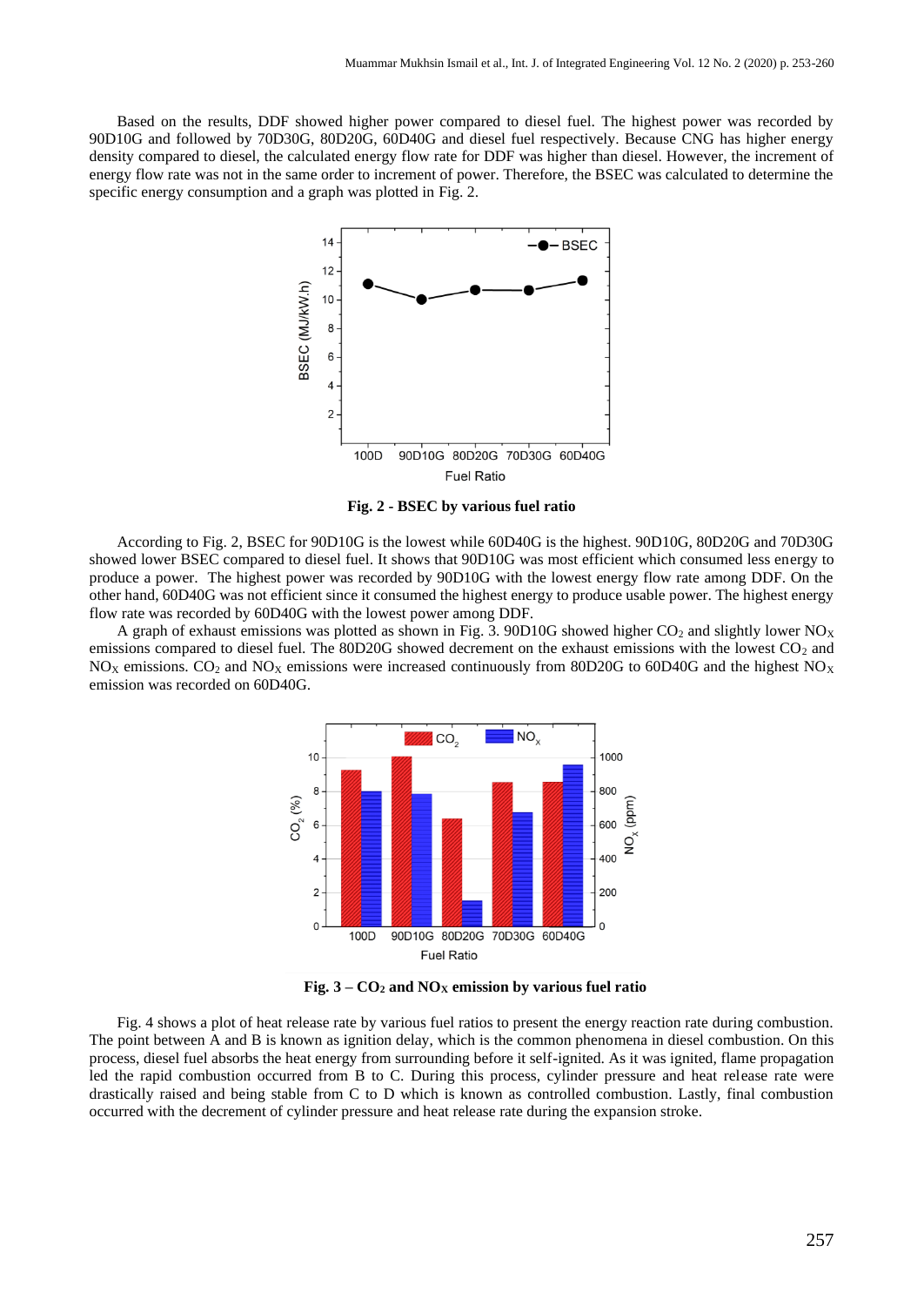Based on the results, DDF showed higher power compared to diesel fuel. The highest power was recorded by 90D10G and followed by 70D30G, 80D20G, 60D40G and diesel fuel respectively. Because CNG has higher energy density compared to diesel, the calculated energy flow rate for DDF was higher than diesel. However, the increment of energy flow rate was not in the same order to increment of power. Therefore, the BSEC was calculated to determine the specific energy consumption and a graph was plotted in Fig. 2.

**Fig. 2 - BSEC by various fuel ratio**

According to Fig. 2, BSEC for 90D10G is the lowest while 60D40G is the highest. 90D10G, 80D20G and 70D30G showed lower BSEC compared to diesel fuel. It shows that 90D10G was most efficient which consumed less energy to produce a power. The highest power was recorded by 90D10G with the lowest energy flow rate among DDF. On the other hand, 60D40G was not efficient since it consumed the highest energy to produce usable power. The highest energy flow rate was recorded by 60D40G with the lowest power among DDF.

A graph of exhaust emissions was plotted as shown in Fig. 3. 90D10G showed higher $CO_2$ and slightly lower $NO_X$ emissions compared to diesel fuel. The 80D20G showed decrement on the exhaust emissions with the lowest $CO_2$ and $NO_X$ emissions. $CO_2$ and $NO_X$ emissions were increased continuously from 80D20G to 60D40G and the highest $NO_X$ emission was recorded on 60D40G.

**Fig. 3 – $CO_2$ and $NO_X$ emission by various fuel ratio**

Fig. 4 shows a plot of heat release rate by various fuel ratios to present the energy reaction rate during combustion. The point between A and B is known as ignition delay, which is the common phenomena in diesel combustion. On this process, diesel fuel absorbs the heat energy from surrounding before it self-ignited. As it was ignited, flame propagation led the rapid combustion occurred from B to C. During this process, cylinder pressure and heat release rate were drastically raised and being stable from C to D which is known as controlled combustion. Lastly, final combustion occurred with the decrement of cylinder pressure and heat release rate during the expansion stroke.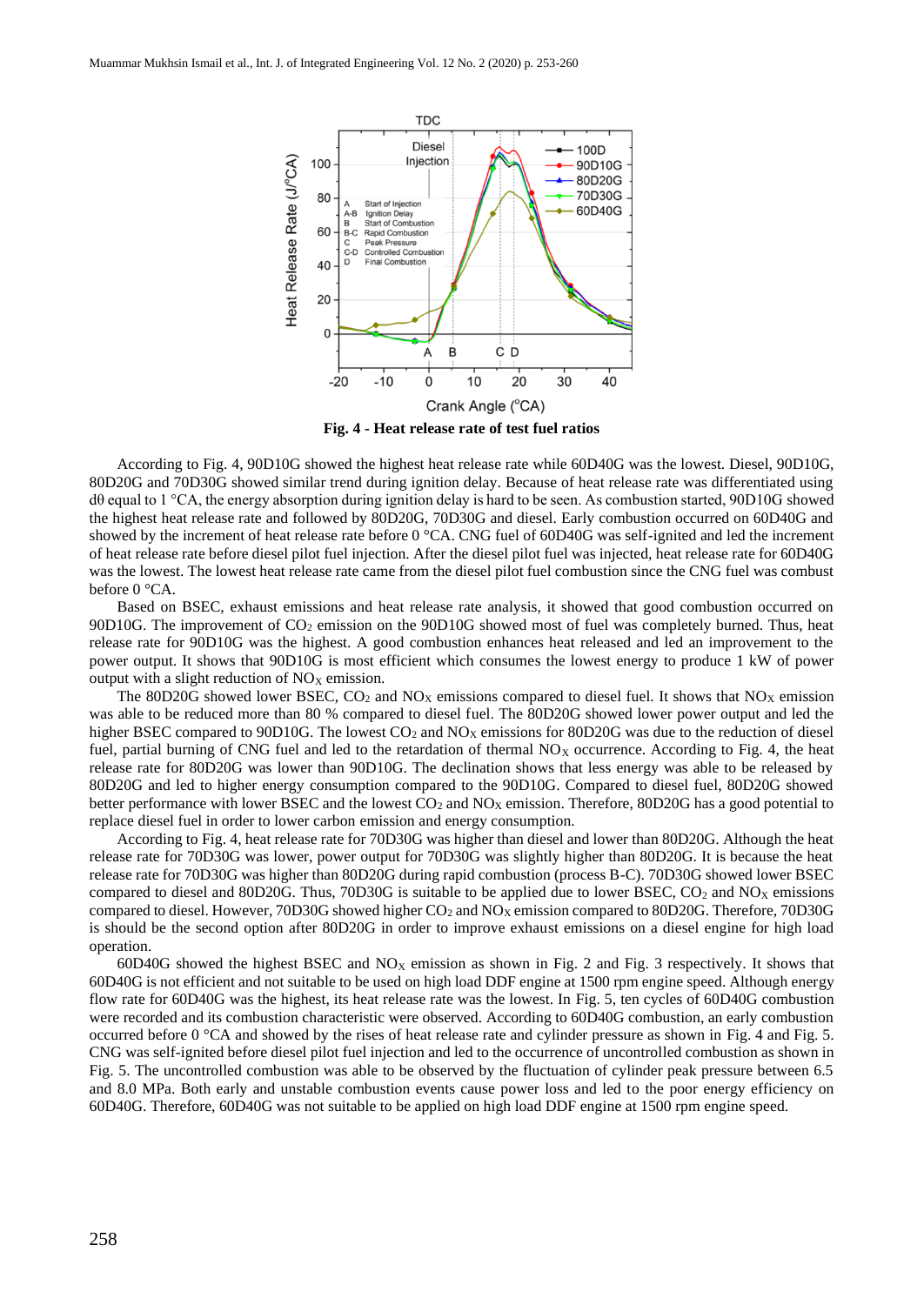**Fig. 4 - Heat release rate of test fuel ratios**

According to Fig. 4, 90D10G showed the highest heat release rate while 60D40G was the lowest. Diesel, 90D10G, 80D20G and 70D30G showed similar trend during ignition delay. Because of heat release rate was differentiated using dθ equal to 1 °CA, the energy absorption during ignition delay is hard to be seen. As combustion started, 90D10G showed the highest heat release rate and followed by 80D20G, 70D30G and diesel. Early combustion occurred on 60D40G and showed by the increment of heat release rate before 0 °CA. CNG fuel of 60D40G was self-ignited and led the increment of heat release rate before diesel pilot fuel injection. After the diesel pilot fuel was injected, heat release rate for 60D40G was the lowest. The lowest heat release rate came from the diesel pilot fuel combustion since the CNG fuel was combust before 0 °CA.

Based on BSEC, exhaust emissions and heat release rate analysis, it showed that good combustion occurred on 90D10G. The improvement of $CO_2$ emission on the 90D10G showed most of fuel was completely burned. Thus, heat release rate for 90D10G was the highest. A good combustion enhances heat released and led an improvement to the power output. It shows that 90D10G is most efficient which consumes the lowest energy to produce 1 kW of power output with a slight reduction of $NO_X$ emission.

The 80D20G showed lower BSEC, $CO_2$ and $NO_X$ emissions compared to diesel fuel. It shows that $NO_X$ emission was able to be reduced more than 80 % compared to diesel fuel. The 80D20G showed lower power output and led the higher BSEC compared to 90D10G. The lowest $CO_2$ and $NO_X$ emissions for 80D20G was due to the reduction of diesel fuel, partial burning of CNG fuel and led to the retardation of thermal $NO_X$ occurrence. According to Fig. 4, the heat release rate for 80D20G was lower than 90D10G. The declination shows that less energy was able to be released by 80D20G and led to higher energy consumption compared to the 90D10G. Compared to diesel fuel, 80D20G showed better performance with lower BSEC and the lowest $CO_2$ and $NO_X$ emission. Therefore, 80D20G has a good potential to replace diesel fuel in order to lower carbon emission and energy consumption.

According to Fig. 4, heat release rate for 70D30G was higher than diesel and lower than 80D20G. Although the heat release rate for 70D30G was lower, power output for 70D30G was slightly higher than 80D20G. It is because the heat release rate for 70D30G was higher than 80D20G during rapid combustion (process B-C). 70D30G showed lower BSEC compared to diesel and 80D20G. Thus, 70D30G is suitable to be applied due to lower BSEC, $CO_2$ and $NO_X$ emissions compared to diesel. However, 70D30G showed higher $CO_2$ and $NO_X$ emission compared to 80D20G. Therefore, 70D30G is should be the second option after 80D20G in order to improve exhaust emissions on a diesel engine for high load operation.

60D40G showed the highest BSEC and $NO_X$ emission as shown in Fig. 2 and Fig. 3 respectively. It shows that 60D40G is not efficient and not suitable to be used on high load DDF engine at 1500 rpm engine speed. Although energy flow rate for 60D40G was the highest, its heat release rate was the lowest. In Fig. 5, ten cycles of 60D40G combustion were recorded and its combustion characteristic were observed. According to 60D40G combustion, an early combustion occurred before 0 °CA and showed by the rises of heat release rate and cylinder pressure as shown in Fig. 4 and Fig. 5. CNG was self-ignited before diesel pilot fuel injection and led to the occurrence of uncontrolled combustion as shown in Fig. 5. The uncontrolled combustion was able to be observed by the fluctuation of cylinder peak pressure between 6.5 and 8.0 MPa. Both early and unstable combustion events cause power loss and led to the poor energy efficiency on 60D40G. Therefore, 60D40G was not suitable to be applied on high load DDF engine at 1500 rpm engine speed.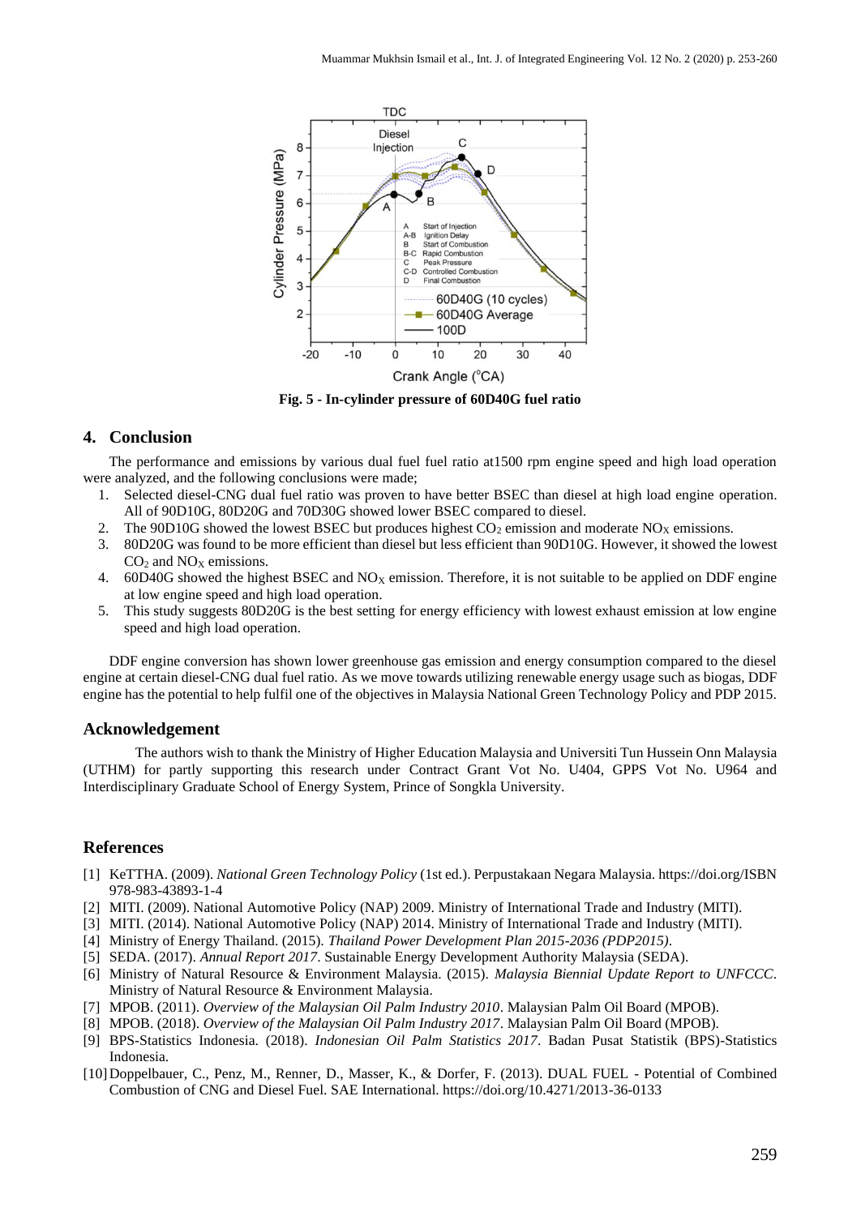Fig. 5 - In-cylinder pressure of 60D40G fuel ratio

## 4. Conclusion

The performance and emissions by various dual fuel fuel ratio at1500 rpm engine speed and high load operation were analyzed, and the following conclusions were made;

1. Selected diesel-CNG dual fuel ratio was proven to have better BSEC than diesel at high load engine operation. All of 90D10G, 80D20G and 70D30G showed lower BSEC compared to diesel.
2. The 90D10G showed the lowest BSEC but produces highest $CO_2$ emission and moderate $NO_X$ emissions.
3. 80D20G was found to be more efficient than diesel but less efficient than 90D10G. However, it showed the lowest $CO_2$ and $NO_X$ emissions.
4. 60D40G showed the highest BSEC and $NO_X$ emission. Therefore, it is not suitable to be applied on DDF engine at low engine speed and high load operation.
5. This study suggests 80D20G is the best setting for energy efficiency with lowest exhaust emission at low engine speed and high load operation.

DDF engine conversion has shown lower greenhouse gas emission and energy consumption compared to the diesel engine at certain diesel-CNG dual fuel ratio. As we move towards utilizing renewable energy usage such as biogas, DDF engine has the potential to help fulfil one of the objectives in Malaysia National Green Technology Policy and PDP 2015.

## Acknowledgement

The authors wish to thank the Ministry of Higher Education Malaysia and Universiti Tun Hussein Onn Malaysia (UTHM) for partly supporting this research under Contract Grant Vot No. U404, GPPS Vot No. U964 and Interdisciplinary Graduate School of Energy System, Prince of Songkla University.

## References

[1] KeTTHA. (2009). *National Green Technology Policy* (1st ed.). Perpustakaan Negara Malaysia. https://doi.org/ISBN 978-983-43893-1-4

[2] MITI. (2009). National Automotive Policy (NAP) 2009. Ministry of International Trade and Industry (MITI).

[3] MITI. (2014). National Automotive Policy (NAP) 2014. Ministry of International Trade and Industry (MITI).

[4] Ministry of Energy Thailand. (2015). *Thailand Power Development Plan 2015-2036 (PDP2015)*.

[5] SEDA. (2017). *Annual Report 2017*. Sustainable Energy Development Authority Malaysia (SEDA).

[6] Ministry of Natural Resource & Environment Malaysia. (2015). *Malaysia Biennial Update Report to UNFCCC*. Ministry of Natural Resource & Environment Malaysia.

[7] MPOB. (2011). *Overview of the Malaysian Oil Palm Industry 2010*. Malaysian Palm Oil Board (MPOB).

[8] MPOB. (2018). *Overview of the Malaysian Oil Palm Industry 2017*. Malaysian Palm Oil Board (MPOB).

[9] BPS-Statistics Indonesia. (2018). *Indonesian Oil Palm Statistics 2017*. Badan Pusat Statistik (BPS)-Statistics Indonesia.

[10] Doppelbauer, C., Penz, M., Renner, D., Masser, K., & Dorfer, F. (2013). DUAL FUEL - Potential of Combined Combustion of CNG and Diesel Fuel. SAE International. https://doi.org/10.4271/2013-36-0133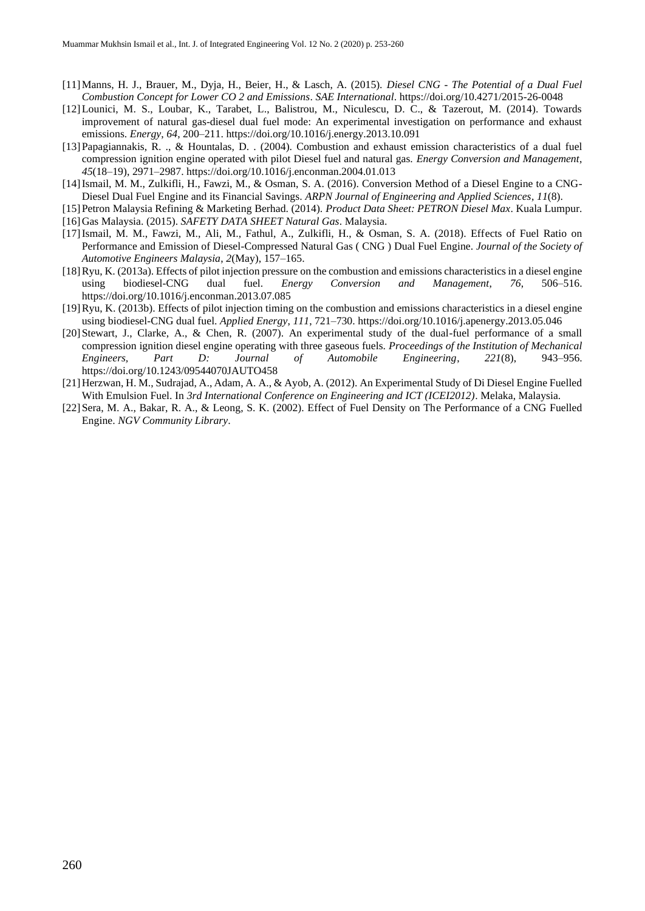[11] Manns, H. J., Brauer, M., Dyja, H., Beier, H., & Lasch, A. (2015). *Diesel CNG - The Potential of a Dual Fuel Combustion Concept for Lower CO 2 and Emissions*. *SAE International*. https://doi.org/10.4271/2015-26-0048

[12] Lounici, M. S., Loubar, K., Tarabet, L., Balistrou, M., Niculescu, D. C., & Tazerout, M. (2014). Towards improvement of natural gas-diesel dual fuel mode: An experimental investigation on performance and exhaust emissions. *Energy*, *64*, 200–211. https://doi.org/10.1016/j.energy.2013.10.091

[13] Papagiannakis, R. ., & Hountalas, D. . (2004). Combustion and exhaust emission characteristics of a dual fuel compression ignition engine operated with pilot Diesel fuel and natural gas. *Energy Conversion and Management*, *45*(18–19), 2971–2987. https://doi.org/10.1016/j.enconman.2004.01.013

[14] Ismail, M. M., Zulkifli, H., Fawzi, M., & Osman, S. A. (2016). Conversion Method of a Diesel Engine to a CNG-Diesel Dual Fuel Engine and its Financial Savings. *ARPN Journal of Engineering and Applied Sciences*, *11*(8).

[15] Petron Malaysia Refining & Marketing Berhad. (2014). *Product Data Sheet: PETRON Diesel Max*. Kuala Lumpur.

[16] Gas Malaysia. (2015). *SAFETY DATA SHEET Natural Gas*. Malaysia.

[17] Ismail, M. M., Fawzi, M., Ali, M., Fathul, A., Zulkifli, H., & Osman, S. A. (2018). Effects of Fuel Ratio on Performance and Emission of Diesel-Compressed Natural Gas ( CNG ) Dual Fuel Engine. *Journal of the Society of Automotive Engineers Malaysia*, *2*(May), 157–165.

[18] Ryu, K. (2013a). Effects of pilot injection pressure on the combustion and emissions characteristics in a diesel engine using biodiesel-CNG dual fuel. *Energy Conversion and Management*, *76*, 506–516. https://doi.org/10.1016/j.enconman.2013.07.085

[19] Ryu, K. (2013b). Effects of pilot injection timing on the combustion and emissions characteristics in a diesel engine using biodiesel-CNG dual fuel. *Applied Energy*, *111*, 721–730. https://doi.org/10.1016/j.apenergy.2013.05.046

[20] Stewart, J., Clarke, A., & Chen, R. (2007). An experimental study of the dual-fuel performance of a small compression ignition diesel engine operating with three gaseous fuels. *Proceedings of the Institution of Mechanical Engineers, Part D: Journal of Automobile Engineering*, *221*(8), 943–956. https://doi.org/10.1243/09544070JAUTO458

[21] Herzwan, H. M., Sudrajad, A., Adam, A. A., & Ayob, A. (2012). An Experimental Study of Di Diesel Engine Fuelled With Emulsion Fuel. In *3rd International Conference on Engineering and ICT (ICEI2012)*. Melaka, Malaysia.

[22] Sera, M. A., Bakar, R. A., & Leong, S. K. (2002). Effect of Fuel Density on The Performance of a CNG Fuelled Engine. *NGV Community Library*.